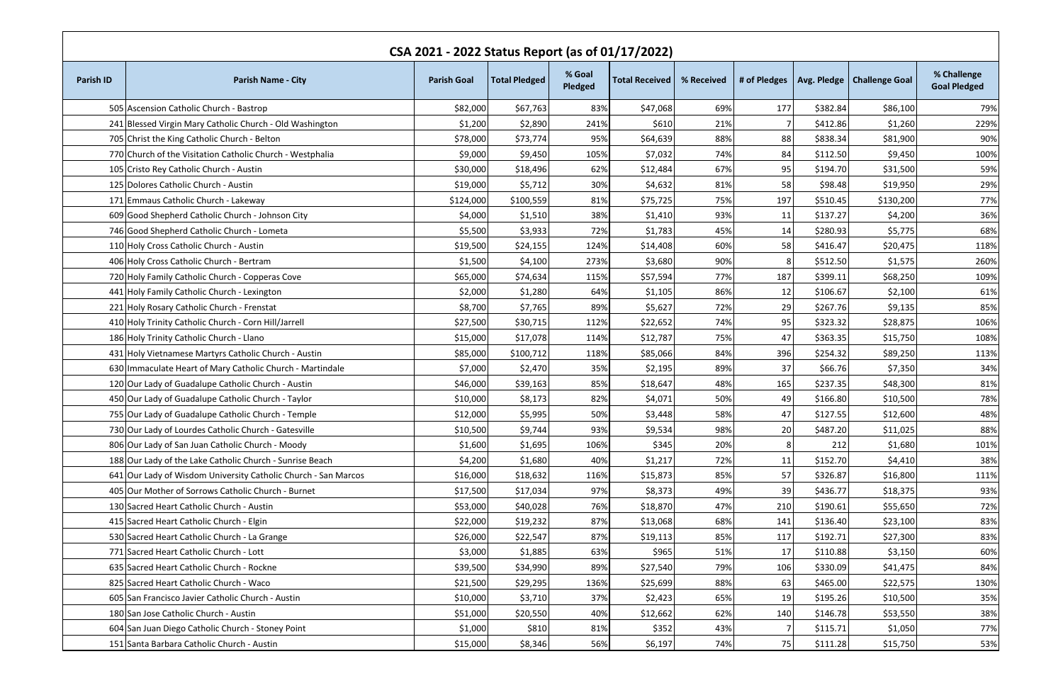| CSA 2021 - 2022 Status Report (as of 01/17/2022) | | | | | | | | | | | |
|---|---|---|---|---|---|---|---|---|---|---|---|
| **Parish ID** | **Parish Name - City** | **Parish Goal** | **Total Pledged** | **% Goal Pledged** | **Total Received** | **% Received** | **# of Pledges** | **Avg. Pledge** | **Challenge Goal** | **% Challenge Goal Pledged** |
| 505 | Ascension Catholic Church - Bastrop | $82,000 | $67,763 | 83% | $47,068 | 69% | 177 | $382.84 | $86,100 | 79% |
| 241 | Blessed Virgin Mary Catholic Church - Old Washington | $1,200 | $2,890 | 241% | $610 | 21% | 7 | $412.86 | $1,260 | 229% |
| 705 | Christ the King Catholic Church - Belton | $78,000 | $73,774 | 95% | $64,639 | 88% | 88 | $838.34 | $81,900 | 90% |
| 770 | Church of the Visitation Catholic Church - Westphalia | $9,000 | $9,450 | 105% | $7,032 | 74% | 84 | $112.50 | $9,450 | 100% |
| 105 | Cristo Rey Catholic Church - Austin | $30,000 | $18,496 | 62% | $12,484 | 67% | 95 | $194.70 | $31,500 | 59% |
| 125 | Dolores Catholic Church - Austin | $19,000 | $5,712 | 30% | $4,632 | 81% | 58 | $98.48 | $19,950 | 29% |
| 171 | Emmaus Catholic Church - Lakeway | $124,000 | $100,559 | 81% | $75,725 | 75% | 197 | $510.45 | $130,200 | 77% |
| 609 | Good Shepherd Catholic Church - Johnson City | $4,000 | $1,510 | 38% | $1,410 | 93% | 11 | $137.27 | $4,200 | 36% |
| 746 | Good Shepherd Catholic Church - Lometa | $5,500 | $3,933 | 72% | $1,783 | 45% | 14 | $280.93 | $5,775 | 68% |
| 110 | Holy Cross Catholic Church - Austin | $19,500 | $24,155 | 124% | $14,408 | 60% | 58 | $416.47 | $20,475 | 118% |
| 406 | Holy Cross Catholic Church - Bertram | $1,500 | $4,100 | 273% | $3,680 | 90% | 8 | $512.50 | $1,575 | 260% |
| 720 | Holy Family Catholic Church - Copperas Cove | $65,000 | $74,634 | 115% | $57,594 | 77% | 187 | $399.11 | $68,250 | 109% |
| 441 | Holy Family Catholic Church - Lexington | $2,000 | $1,280 | 64% | $1,105 | 86% | 12 | $106.67 | $2,100 | 61% |
| 221 | Holy Rosary Catholic Church - Frenstat | $8,700 | $7,765 | 89% | $5,627 | 72% | 29 | $267.76 | $9,135 | 85% |
| 410 | Holy Trinity Catholic Church - Corn Hill/Jarrell | $27,500 | $30,715 | 112% | $22,652 | 74% | 95 | $323.32 | $28,875 | 106% |
| 186 | Holy Trinity Catholic Church - Llano | $15,000 | $17,078 | 114% | $12,787 | 75% | 47 | $363.35 | $15,750 | 108% |
| 431 | Holy Vietnamese Martyrs Catholic Church - Austin | $85,000 | $100,712 | 118% | $85,066 | 84% | 396 | $254.32 | $89,250 | 113% |
| 630 | Immaculate Heart of Mary Catholic Church - Martindale | $7,000 | $2,470 | 35% | $2,195 | 89% | 37 | $66.76 | $7,350 | 34% |
| 120 | Our Lady of Guadalupe Catholic Church - Austin | $46,000 | $39,163 | 85% | $18,647 | 48% | 165 | $237.35 | $48,300 | 81% |
| 450 | Our Lady of Guadalupe Catholic Church - Taylor | $10,000 | $8,173 | 82% | $4,071 | 50% | 49 | $166.80 | $10,500 | 78% |
| 755 | Our Lady of Guadalupe Catholic Church - Temple | $12,000 | $5,995 | 50% | $3,448 | 58% | 47 | $127.55 | $12,600 | 48% |
| 730 | Our Lady of Lourdes Catholic Church - Gatesville | $10,500 | $9,744 | 93% | $9,534 | 98% | 20 | $487.20 | $11,025 | 88% |
| 806 | Our Lady of San Juan Catholic Church - Moody | $1,600 | $1,695 | 106% | $345 | 20% | 8 | 212 | $1,680 | 101% |
| 188 | Our Lady of the Lake Catholic Church - Sunrise Beach | $4,200 | $1,680 | 40% | $1,217 | 72% | 11 | $152.70 | $4,410 | 38% |
| 641 | Our Lady of Wisdom University Catholic Church - San Marcos | $16,000 | $18,632 | 116% | $15,873 | 85% | 57 | $326.87 | $16,800 | 111% |
| 405 | Our Mother of Sorrows Catholic Church - Burnet | $17,500 | $17,034 | 97% | $8,373 | 49% | 39 | $436.77 | $18,375 | 93% |
| 130 | Sacred Heart Catholic Church - Austin | $53,000 | $40,028 | 76% | $18,870 | 47% | 210 | $190.61 | $55,650 | 72% |
| 415 | Sacred Heart Catholic Church - Elgin | $22,000 | $19,232 | 87% | $13,068 | 68% | 141 | $136.40 | $23,100 | 83% |
| 530 | Sacred Heart Catholic Church - La Grange | $26,000 | $22,547 | 87% | $19,113 | 85% | 117 | $192.71 | $27,300 | 83% |
| 771 | Sacred Heart Catholic Church - Lott | $3,000 | $1,885 | 63% | $965 | 51% | 17 | $110.88 | $3,150 | 60% |
| 635 | Sacred Heart Catholic Church - Rockne | $39,500 | $34,990 | 89% | $27,540 | 79% | 106 | $330.09 | $41,475 | 84% |
| 825 | Sacred Heart Catholic Church - Waco | $21,500 | $29,295 | 136% | $25,699 | 88% | 63 | $465.00 | $22,575 | 130% |
| 605 | San Francisco Javier Catholic Church - Austin | $10,000 | $3,710 | 37% | $2,423 | 65% | 19 | $195.26 | $10,500 | 35% |
| 180 | San Jose Catholic Church - Austin | $51,000 | $20,550 | 40% | $12,662 | 62% | 140 | $146.78 | $53,550 | 38% |
| 604 | San Juan Diego Catholic Church - Stoney Point | $1,000 | $810 | 81% | $352 | 43% | 7 | $115.71 | $1,050 | 77% |
| 151 | Santa Barbara Catholic Church - Austin | $15,000 | $8,346 | 56% | $6,197 | 74% | 75 | $111.28 | $15,750 | 53% |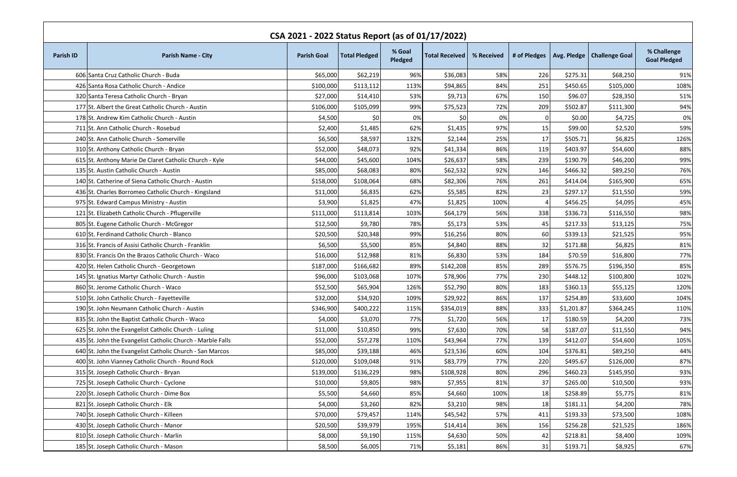# CSA 2021 - 2022 Status Report (as of 01/17/2022)

| Parish ID | Parish Name - City | Parish Goal | Total Pledged | % Goal Pledged | Total Received | % Received | # of Pledges | Avg. Pledge | Challenge Goal | % Challenge Goal Pledged |
|---|---|---|---|---|---|---|---|---|---|---|
| 606 | Santa Cruz Catholic Church - Buda | $65,000 | $62,219 | 96% | $36,083 | 58% | 226 | $275.31 | $68,250 | 91% |
| 426 | Santa Rosa Catholic Church - Andice | $100,000 | $113,112 | 113% | $94,865 | 84% | 251 | $450.65 | $105,000 | 108% |
| 320 | Santa Teresa Catholic Church - Bryan | $27,000 | $14,410 | 53% | $9,713 | 67% | 150 | $96.07 | $28,350 | 51% |
| 177 | St. Albert the Great Catholic Church - Austin | $106,000 | $105,099 | 99% | $75,523 | 72% | 209 | $502.87 | $111,300 | 94% |
| 178 | St. Andrew Kim Catholic Church - Austin | $4,500 | $0 | 0% | $0 | 0% | 0 | $0.00 | $4,725 | 0% |
| 711 | St. Ann Catholic Church - Rosebud | $2,400 | $1,485 | 62% | $1,435 | 97% | 15 | $99.00 | $2,520 | 59% |
| 240 | St. Ann Catholic Church - Somerville | $6,500 | $8,597 | 132% | $2,144 | 25% | 17 | $505.71 | $6,825 | 126% |
| 310 | St. Anthony Catholic Church - Bryan | $52,000 | $48,073 | 92% | $41,334 | 86% | 119 | $403.97 | $54,600 | 88% |
| 615 | St. Anthony Marie De Claret Catholic Church - Kyle | $44,000 | $45,600 | 104% | $26,637 | 58% | 239 | $190.79 | $46,200 | 99% |
| 135 | St. Austin Catholic Church - Austin | $85,000 | $68,083 | 80% | $62,532 | 92% | 146 | $466.32 | $89,250 | 76% |
| 140 | St. Catherine of Siena Catholic Church - Austin | $158,000 | $108,064 | 68% | $82,306 | 76% | 261 | $414.04 | $165,900 | 65% |
| 436 | St. Charles Borromeo Catholic Church - Kingsland | $11,000 | $6,835 | 62% | $5,585 | 82% | 23 | $297.17 | $11,550 | 59% |
| 975 | St. Edward Campus Ministry - Austin | $3,900 | $1,825 | 47% | $1,825 | 100% | 4 | $456.25 | $4,095 | 45% |
| 121 | St. Elizabeth Catholic Church - Pflugerville | $111,000 | $113,814 | 103% | $64,179 | 56% | 338 | $336.73 | $116,550 | 98% |
| 805 | St. Eugene Catholic Church - McGregor | $12,500 | $9,780 | 78% | $5,173 | 53% | 45 | $217.33 | $13,125 | 75% |
| 610 | St. Ferdinand Catholic Church - Blanco | $20,500 | $20,348 | 99% | $16,256 | 80% | 60 | $339.13 | $21,525 | 95% |
| 316 | St. Francis of Assisi Catholic Church - Franklin | $6,500 | $5,500 | 85% | $4,840 | 88% | 32 | $171.88 | $6,825 | 81% |
| 830 | St. Francis On the Brazos Catholic Church - Waco | $16,000 | $12,988 | 81% | $6,830 | 53% | 184 | $70.59 | $16,800 | 77% |
| 420 | St. Helen Catholic Church - Georgetown | $187,000 | $166,682 | 89% | $142,208 | 85% | 289 | $576.75 | $196,350 | 85% |
| 145 | St. Ignatius Martyr Catholic Church - Austin | $96,000 | $103,068 | 107% | $78,906 | 77% | 230 | $448.12 | $100,800 | 102% |
| 860 | St. Jerome Catholic Church - Waco | $52,500 | $65,904 | 126% | $52,790 | 80% | 183 | $360.13 | $55,125 | 120% |
| 510 | St. John Catholic Church - Fayetteville | $32,000 | $34,920 | 109% | $29,922 | 86% | 137 | $254.89 | $33,600 | 104% |
| 190 | St. John Neumann Catholic Church - Austin | $346,900 | $400,222 | 115% | $354,019 | 88% | 333 | $1,201.87 | $364,245 | 110% |
| 835 | St. John the Baptist Catholic Church - Waco | $4,000 | $3,070 | 77% | $1,720 | 56% | 17 | $180.59 | $4,200 | 73% |
| 625 | St. John the Evangelist Catholic Church - Luling | $11,000 | $10,850 | 99% | $7,630 | 70% | 58 | $187.07 | $11,550 | 94% |
| 435 | St. John the Evangelist Catholic Church - Marble Falls | $52,000 | $57,278 | 110% | $43,964 | 77% | 139 | $412.07 | $54,600 | 105% |
| 640 | St. John the Evangelist Catholic Church - San Marcos | $85,000 | $39,188 | 46% | $23,536 | 60% | 104 | $376.81 | $89,250 | 44% |
| 400 | St. John Vianney Catholic Church - Round Rock | $120,000 | $109,048 | 91% | $83,779 | 77% | 220 | $495.67 | $126,000 | 87% |
| 315 | St. Joseph Catholic Church - Bryan | $139,000 | $136,229 | 98% | $108,928 | 80% | 296 | $460.23 | $145,950 | 93% |
| 725 | St. Joseph Catholic Church - Cyclone | $10,000 | $9,805 | 98% | $7,955 | 81% | 37 | $265.00 | $10,500 | 93% |
| 220 | St. Joseph Catholic Church - Dime Box | $5,500 | $4,660 | 85% | $4,660 | 100% | 18 | $258.89 | $5,775 | 81% |
| 821 | St. Joseph Catholic Church - Elk | $4,000 | $3,260 | 82% | $3,210 | 98% | 18 | $181.11 | $4,200 | 78% |
| 740 | St. Joseph Catholic Church - Killeen | $70,000 | $79,457 | 114% | $45,542 | 57% | 411 | $193.33 | $73,500 | 108% |
| 430 | St. Joseph Catholic Church - Manor | $20,500 | $39,979 | 195% | $14,414 | 36% | 156 | $256.28 | $21,525 | 186% |
| 810 | St. Joseph Catholic Church - Marlin | $8,000 | $9,190 | 115% | $4,630 | 50% | 42 | $218.81 | $8,400 | 109% |
| 185 | St. Joseph Catholic Church - Mason | $8,500 | $6,005 | 71% | $5,181 | 86% | 31 | $193.71 | $8,925 | 67% |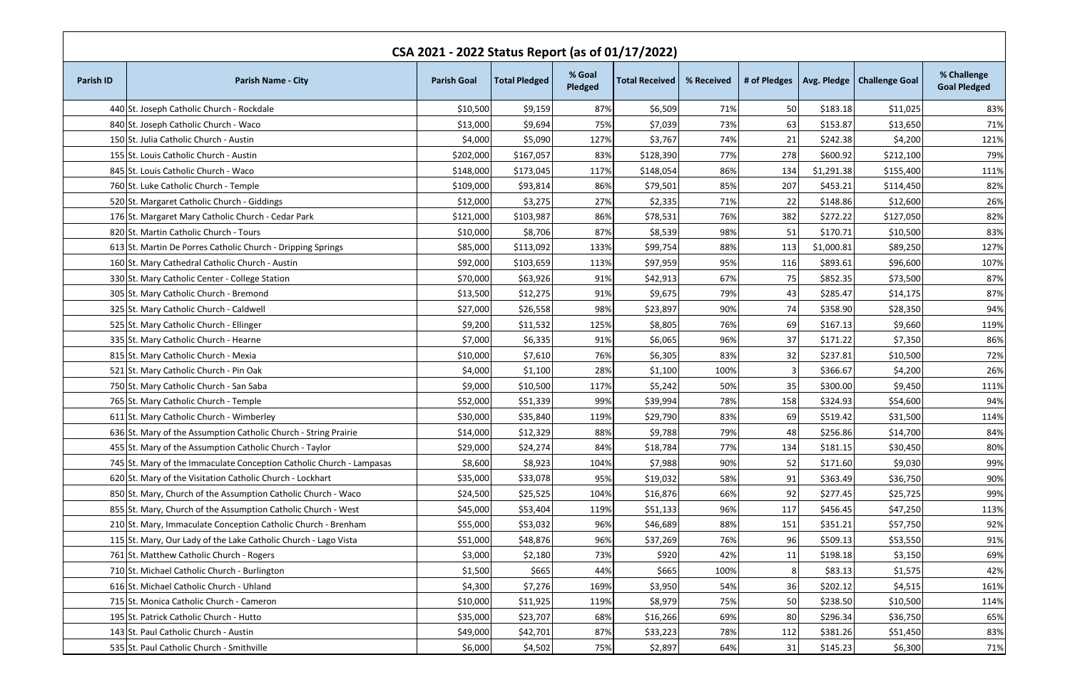## CSA 2021 - 2022 Status Report (as of 01/17/2022)

| Parish ID | Parish Name - City | Parish Goal | Total Pledged | % Goal Pledged | Total Received | % Received | # of Pledges | Avg. Pledge | Challenge Goal | % Challenge Goal Pledged |
|---|---|---|---|---|---|---|---|---|---|---|
| 440 | St. Joseph Catholic Church - Rockdale | $10,500 | $9,159 | 87% | $6,509 | 71% | 50 | $183.18 | $11,025 | 83% |
| 840 | St. Joseph Catholic Church - Waco | $13,000 | $9,694 | 75% | $7,039 | 73% | 63 | $153.87 | $13,650 | 71% |
| 150 | St. Julia Catholic Church - Austin | $4,000 | $5,090 | 127% | $3,767 | 74% | 21 | $242.38 | $4,200 | 121% |
| 155 | St. Louis Catholic Church - Austin | $202,000 | $167,057 | 83% | $128,390 | 77% | 278 | $600.92 | $212,100 | 79% |
| 845 | St. Louis Catholic Church - Waco | $148,000 | $173,045 | 117% | $148,054 | 86% | 134 | $1,291.38 | $155,400 | 111% |
| 760 | St. Luke Catholic Church - Temple | $109,000 | $93,814 | 86% | $79,501 | 85% | 207 | $453.21 | $114,450 | 82% |
| 520 | St. Margaret Catholic Church - Giddings | $12,000 | $3,275 | 27% | $2,335 | 71% | 22 | $148.86 | $12,600 | 26% |
| 176 | St. Margaret Mary Catholic Church - Cedar Park | $121,000 | $103,987 | 86% | $78,531 | 76% | 382 | $272.22 | $127,050 | 82% |
| 820 | St. Martin Catholic Church - Tours | $10,000 | $8,706 | 87% | $8,539 | 98% | 51 | $170.71 | $10,500 | 83% |
| 613 | St. Martin De Porres Catholic Church - Dripping Springs | $85,000 | $113,092 | 133% | $99,754 | 88% | 113 | $1,000.81 | $89,250 | 127% |
| 160 | St. Mary Cathedral Catholic Church - Austin | $92,000 | $103,659 | 113% | $97,959 | 95% | 116 | $893.61 | $96,600 | 107% |
| 330 | St. Mary Catholic Center - College Station | $70,000 | $63,926 | 91% | $42,913 | 67% | 75 | $852.35 | $73,500 | 87% |
| 305 | St. Mary Catholic Church - Bremond | $13,500 | $12,275 | 91% | $9,675 | 79% | 43 | $285.47 | $14,175 | 87% |
| 325 | St. Mary Catholic Church - Caldwell | $27,000 | $26,558 | 98% | $23,897 | 90% | 74 | $358.90 | $28,350 | 94% |
| 525 | St. Mary Catholic Church - Ellinger | $9,200 | $11,532 | 125% | $8,805 | 76% | 69 | $167.13 | $9,660 | 119% |
| 335 | St. Mary Catholic Church - Hearne | $7,000 | $6,335 | 91% | $6,065 | 96% | 37 | $171.22 | $7,350 | 86% |
| 815 | St. Mary Catholic Church - Mexia | $10,000 | $7,610 | 76% | $6,305 | 83% | 32 | $237.81 | $10,500 | 72% |
| 521 | St. Mary Catholic Church - Pin Oak | $4,000 | $1,100 | 28% | $1,100 | 100% | 3 | $366.67 | $4,200 | 26% |
| 750 | St. Mary Catholic Church - San Saba | $9,000 | $10,500 | 117% | $5,242 | 50% | 35 | $300.00 | $9,450 | 111% |
| 765 | St. Mary Catholic Church - Temple | $52,000 | $51,339 | 99% | $39,994 | 78% | 158 | $324.93 | $54,600 | 94% |
| 611 | St. Mary Catholic Church - Wimberley | $30,000 | $35,840 | 119% | $29,790 | 83% | 69 | $519.42 | $31,500 | 114% |
| 636 | St. Mary of the Assumption Catholic Church - String Prairie | $14,000 | $12,329 | 88% | $9,788 | 79% | 48 | $256.86 | $14,700 | 84% |
| 455 | St. Mary of the Assumption Catholic Church - Taylor | $29,000 | $24,274 | 84% | $18,784 | 77% | 134 | $181.15 | $30,450 | 80% |
| 745 | St. Mary of the Immaculate Conception Catholic Church - Lampasas | $8,600 | $8,923 | 104% | $7,988 | 90% | 52 | $171.60 | $9,030 | 99% |
| 620 | St. Mary of the Visitation Catholic Church - Lockhart | $35,000 | $33,078 | 95% | $19,032 | 58% | 91 | $363.49 | $36,750 | 90% |
| 850 | St. Mary, Church of the Assumption Catholic Church - Waco | $24,500 | $25,525 | 104% | $16,876 | 66% | 92 | $277.45 | $25,725 | 99% |
| 855 | St. Mary, Church of the Assumption Catholic Church - West | $45,000 | $53,404 | 119% | $51,133 | 96% | 117 | $456.45 | $47,250 | 113% |
| 210 | St. Mary, Immaculate Conception Catholic Church - Brenham | $55,000 | $53,032 | 96% | $46,689 | 88% | 151 | $351.21 | $57,750 | 92% |
| 115 | St. Mary, Our Lady of the Lake Catholic Church - Lago Vista | $51,000 | $48,876 | 96% | $37,269 | 76% | 96 | $509.13 | $53,550 | 91% |
| 761 | St. Matthew Catholic Church - Rogers | $3,000 | $2,180 | 73% | $920 | 42% | 11 | $198.18 | $3,150 | 69% |
| 710 | St. Michael Catholic Church - Burlington | $1,500 | $665 | 44% | $665 | 100% | 8 | $83.13 | $1,575 | 42% |
| 616 | St. Michael Catholic Church - Uhland | $4,300 | $7,276 | 169% | $3,950 | 54% | 36 | $202.12 | $4,515 | 161% |
| 715 | St. Monica Catholic Church - Cameron | $10,000 | $11,925 | 119% | $8,979 | 75% | 50 | $238.50 | $10,500 | 114% |
| 195 | St. Patrick Catholic Church - Hutto | $35,000 | $23,707 | 68% | $16,266 | 69% | 80 | $296.34 | $36,750 | 65% |
| 143 | St. Paul Catholic Church - Austin | $49,000 | $42,701 | 87% | $33,223 | 78% | 112 | $381.26 | $51,450 | 83% |
| 535 | St. Paul Catholic Church - Smithville | $6,000 | $4,502 | 75% | $2,897 | 64% | 31 | $145.23 | $6,300 | 71% |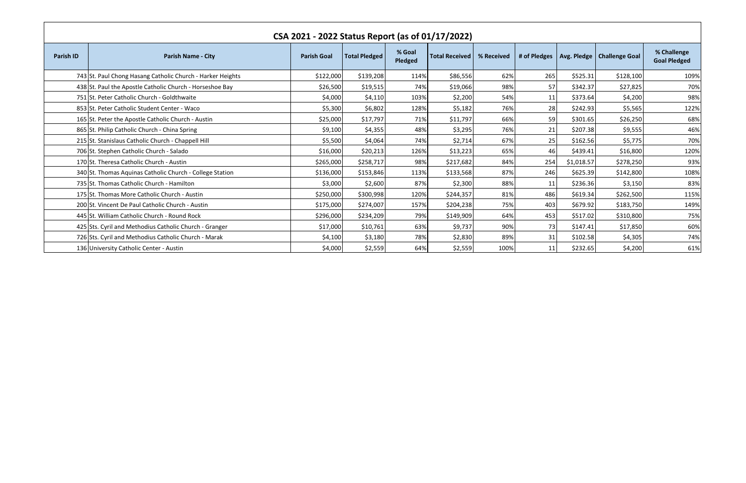## CSA 2021 - 2022 Status Report (as of 01/17/2022)

| Parish ID | Parish Name - City | Parish Goal | Total Pledged | % Goal Pledged | Total Received | % Received | # of Pledges | Avg. Pledge | Challenge Goal | % Challenge Goal Pledged |
|---|---|---|---|---|---|---|---|---|---|---|
| 743 | St. Paul Chong Hasang Catholic Church - Harker Heights | $122,000 | $139,208 | 114% | $86,556 | 62% | 265 | $525.31 | $128,100 | 109% |
| 438 | St. Paul the Apostle Catholic Church - Horseshoe Bay | $26,500 | $19,515 | 74% | $19,066 | 98% | 57 | $342.37 | $27,825 | 70% |
| 751 | St. Peter Catholic Church - Goldthwaite | $4,000 | $4,110 | 103% | $2,200 | 54% | 11 | $373.64 | $4,200 | 98% |
| 853 | St. Peter Catholic Student Center - Waco | $5,300 | $6,802 | 128% | $5,182 | 76% | 28 | $242.93 | $5,565 | 122% |
| 165 | St. Peter the Apostle Catholic Church - Austin | $25,000 | $17,797 | 71% | $11,797 | 66% | 59 | $301.65 | $26,250 | 68% |
| 865 | St. Philip Catholic Church - China Spring | $9,100 | $4,355 | 48% | $3,295 | 76% | 21 | $207.38 | $9,555 | 46% |
| 215 | St. Stanislaus Catholic Church - Chappell Hill | $5,500 | $4,064 | 74% | $2,714 | 67% | 25 | $162.56 | $5,775 | 70% |
| 706 | St. Stephen Catholic Church - Salado | $16,000 | $20,213 | 126% | $13,223 | 65% | 46 | $439.41 | $16,800 | 120% |
| 170 | St. Theresa Catholic Church - Austin | $265,000 | $258,717 | 98% | $217,682 | 84% | 254 | $1,018.57 | $278,250 | 93% |
| 340 | St. Thomas Aquinas Catholic Church - College Station | $136,000 | $153,846 | 113% | $133,568 | 87% | 246 | $625.39 | $142,800 | 108% |
| 735 | St. Thomas Catholic Church - Hamilton | $3,000 | $2,600 | 87% | $2,300 | 88% | 11 | $236.36 | $3,150 | 83% |
| 175 | St. Thomas More Catholic Church - Austin | $250,000 | $300,998 | 120% | $244,357 | 81% | 486 | $619.34 | $262,500 | 115% |
| 200 | St. Vincent De Paul Catholic Church - Austin | $175,000 | $274,007 | 157% | $204,238 | 75% | 403 | $679.92 | $183,750 | 149% |
| 445 | St. William Catholic Church - Round Rock | $296,000 | $234,209 | 79% | $149,909 | 64% | 453 | $517.02 | $310,800 | 75% |
| 425 | Sts. Cyril and Methodius Catholic Church - Granger | $17,000 | $10,761 | 63% | $9,737 | 90% | 73 | $147.41 | $17,850 | 60% |
| 726 | Sts. Cyril and Methodius Catholic Church - Marak | $4,100 | $3,180 | 78% | $2,830 | 89% | 31 | $102.58 | $4,305 | 74% |
| 136 | University Catholic Center - Austin | $4,000 | $2,559 | 64% | $2,559 | 100% | 11 | $232.65 | $4,200 | 61% |